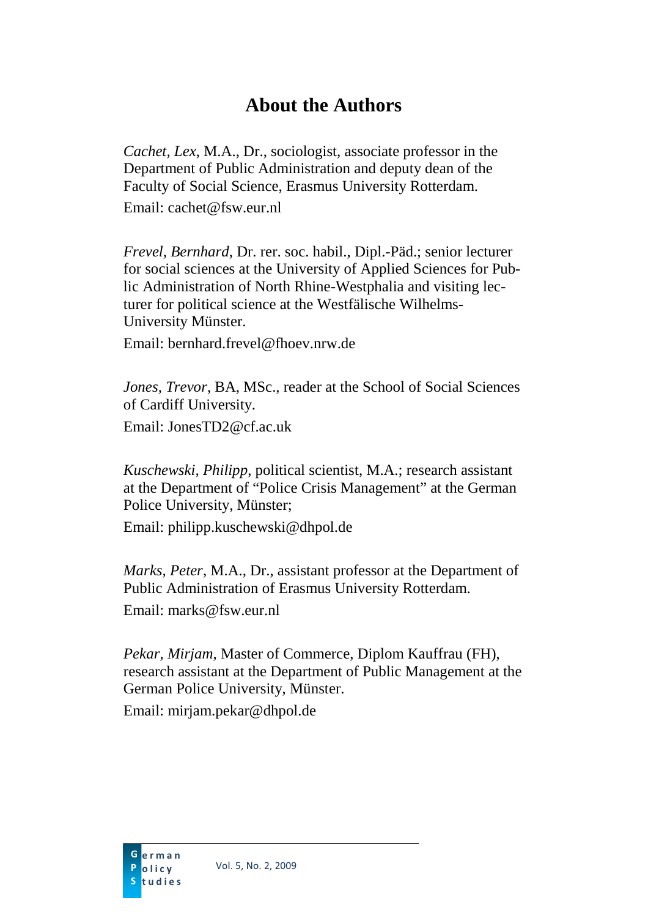# About the Authors

*Cachet, Lex*, M.A., Dr., sociologist, associate professor in the Department of Public Administration and deputy dean of the Faculty of Social Science, Erasmus University Rotterdam.

Email: cachet@fsw.eur.nl

*Frevel, Bernhard*, Dr. rer. soc. habil., Dipl.-Päd.; senior lecturer for social sciences at the University of Applied Sciences for Public Administration of North Rhine-Westphalia and visiting lecturer for political science at the Westfälische Wilhelms-University Münster.

Email: bernhard.frevel@fhoev.nrw.de

*Jones, Trevor*, BA, MSc., reader at the School of Social Sciences of Cardiff University.

Email: JonesTD2@cf.ac.uk

*Kuschewski, Philipp*, political scientist, M.A.; research assistant at the Department of "Police Crisis Management" at the German Police University, Münster;

Email: philipp.kuschewski@dhpol.de

*Marks, Peter*, M.A., Dr., assistant professor at the Department of Public Administration of Erasmus University Rotterdam.

Email: marks@fsw.eur.nl

*Pekar, Mirjam*, Master of Commerce, Diplom Kauffrau (FH), research assistant at the Department of Public Management at the German Police University, Münster.

Email: mirjam.pekar@dhpol.de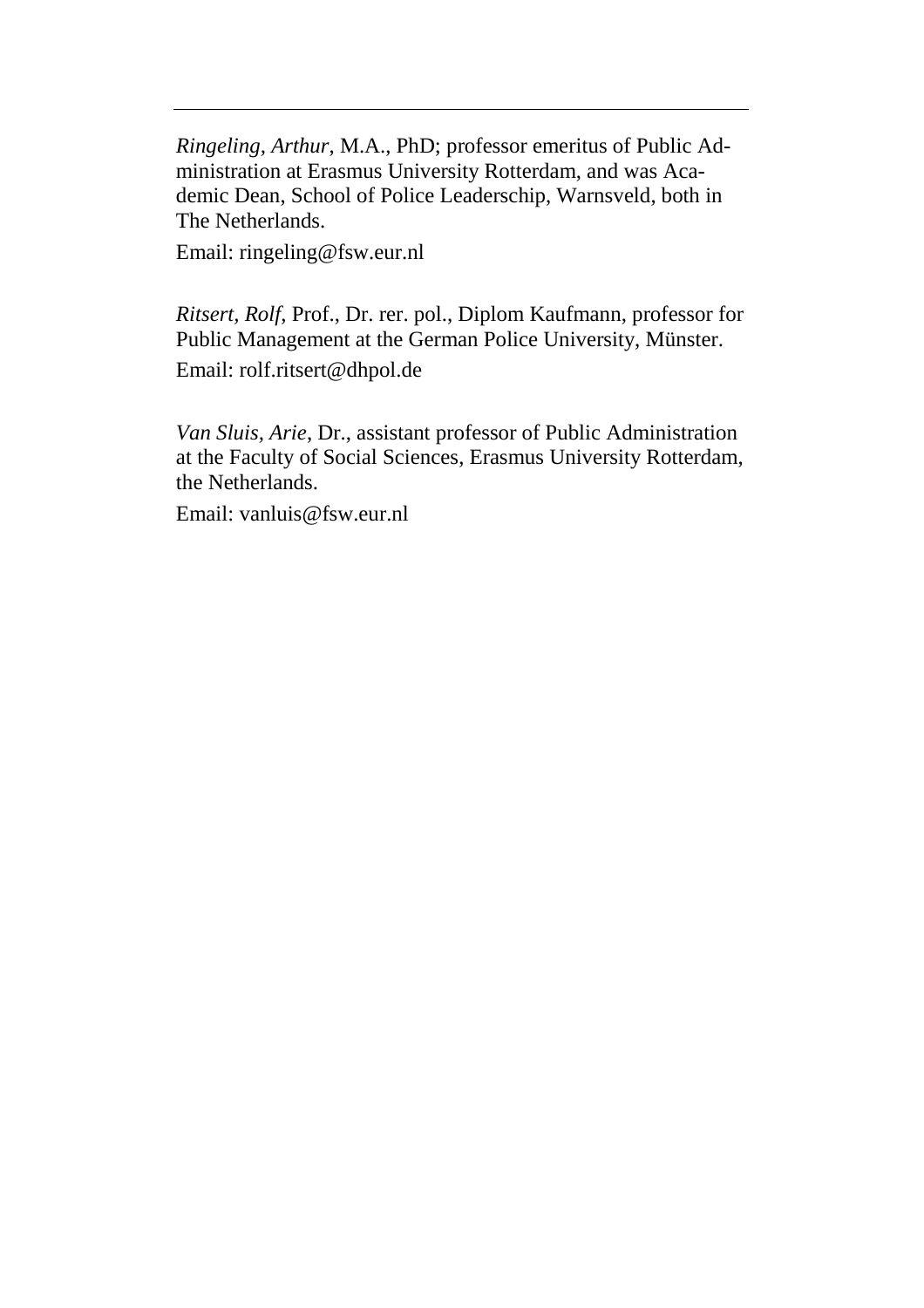*Ringeling, Arthur*, M.A., PhD; professor emeritus of Public Administration at Erasmus University Rotterdam, and was Academic Dean, School of Police Leaderschip, Warnsveld, both in The Netherlands.

Email: ringeling@fsw.eur.nl

*Ritsert, Rolf*, Prof., Dr. rer. pol., Diplom Kaufmann, professor for Public Management at the German Police University, Münster.

Email: rolf.ritsert@dhpol.de

*Van Sluis, Arie*, Dr., assistant professor of Public Administration at the Faculty of Social Sciences, Erasmus University Rotterdam, the Netherlands.

Email: vanluis@fsw.eur.nl